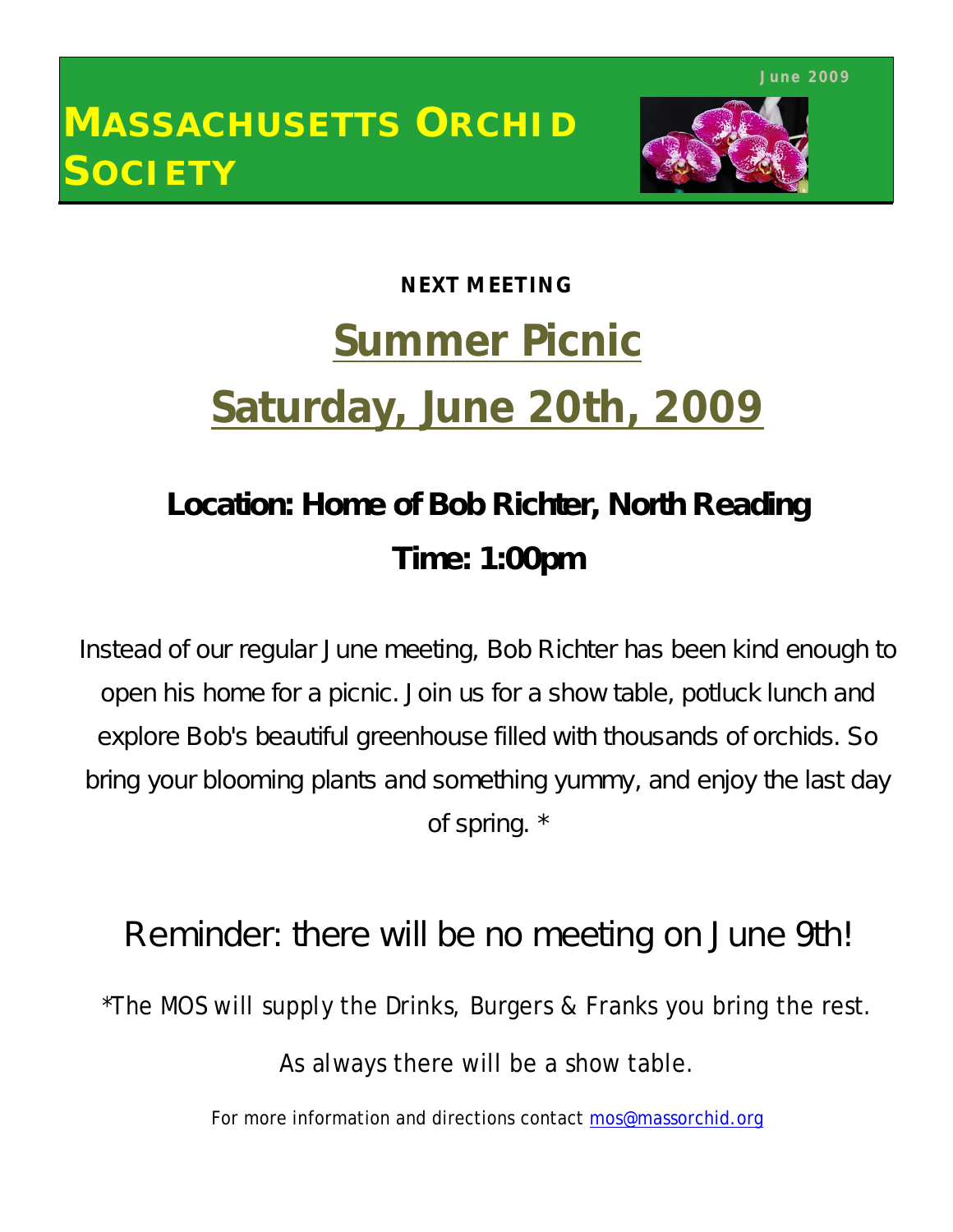June 2009

# MASSACHUSETTS ORCHID SOCIETY

**NEXT MEETING**

# Summer Picnic

# Saturday, June 20th, 2009

## Location: Home of Bob Richter, North Reading

## Time: 1:00pm

Instead of our regular June meeting, Bob Richter has been kind enough to open his home for a picnic. Join us for a show table, potluck lunch and explore Bob's beautiful greenhouse filled with thousands of orchids. So bring your blooming plants and something yummy, and enjoy the last day of spring. *

Reminder: there will be no meeting on June 9th!

*The MOS will supply the Drinks, Burgers & Franks you bring the rest.

As always there will be a show table.

For more information and directions contact mos@massorchid.org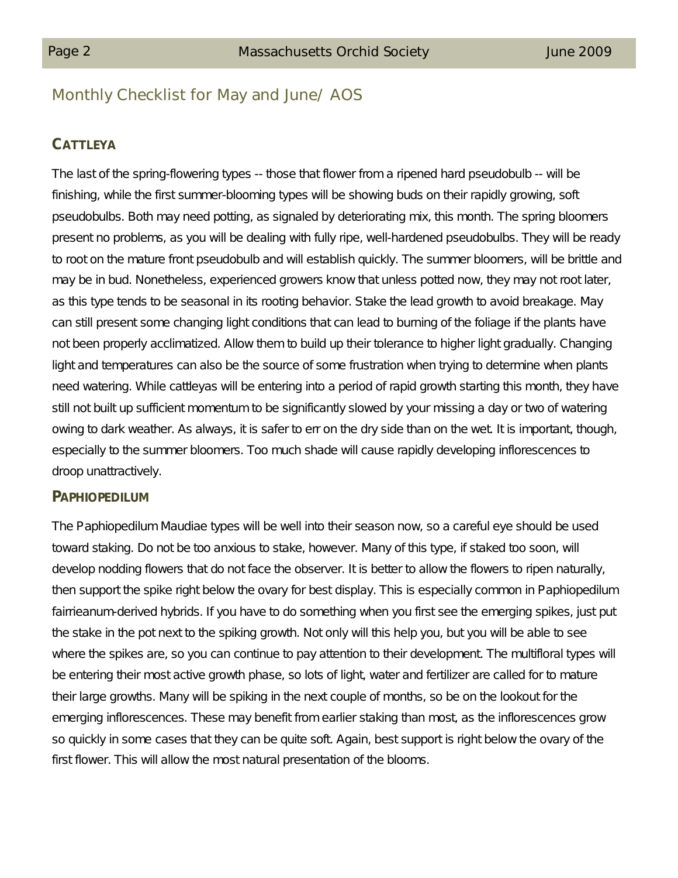## Monthly Checklist for May and June/ AOS

### CATTLEYA

The last of the spring-flowering types -- those that flower from a ripened hard pseudobulb -- will be finishing, while the first summer-blooming types will be showing buds on their rapidly growing, soft pseudobulbs. Both may need potting, as signaled by deteriorating mix, this month. The spring bloomers present no problems, as you will be dealing with fully ripe, well-hardened pseudobulbs. They will be ready to root on the mature front pseudobulb and will establish quickly. The summer bloomers, will be brittle and may be in bud. Nonetheless, experienced growers know that unless potted now, they may not root later, as this type tends to be seasonal in its rooting behavior. Stake the lead growth to avoid breakage. May can still present some changing light conditions that can lead to burning of the foliage if the plants have not been properly acclimatized. Allow them to build up their tolerance to higher light gradually. Changing light and temperatures can also be the source of some frustration when trying to determine when plants need watering. While cattleyas will be entering into a period of rapid growth starting this month, they have still not built up sufficient momentum to be significantly slowed by your missing a day or two of watering owing to dark weather. As always, it is safer to err on the dry side than on the wet. It is important, though, especially to the summer bloomers. Too much shade will cause rapidly developing inflorescences to droop unattractively.

### PAPHIOPEDILUM

The Paphiopedilum Maudiae types will be well into their season now, so a careful eye should be used toward staking. Do not be too anxious to stake, however. Many of this type, if staked too soon, will develop nodding flowers that do not face the observer. It is better to allow the flowers to ripen naturally, then support the spike right below the ovary for best display. This is especially common in Paphiopedilum fairrieanum-derived hybrids. If you have to do something when you first see the emerging spikes, just put the stake in the pot next to the spiking growth. Not only will this help you, but you will be able to see where the spikes are, so you can continue to pay attention to their development. The multifloral types will be entering their most active growth phase, so lots of light, water and fertilizer are called for to mature their large growths. Many will be spiking in the next couple of months, so be on the lookout for the emerging inflorescences. These may benefit from earlier staking than most, as the inflorescences grow so quickly in some cases that they can be quite soft. Again, best support is right below the ovary of the first flower. This will allow the most natural presentation of the blooms.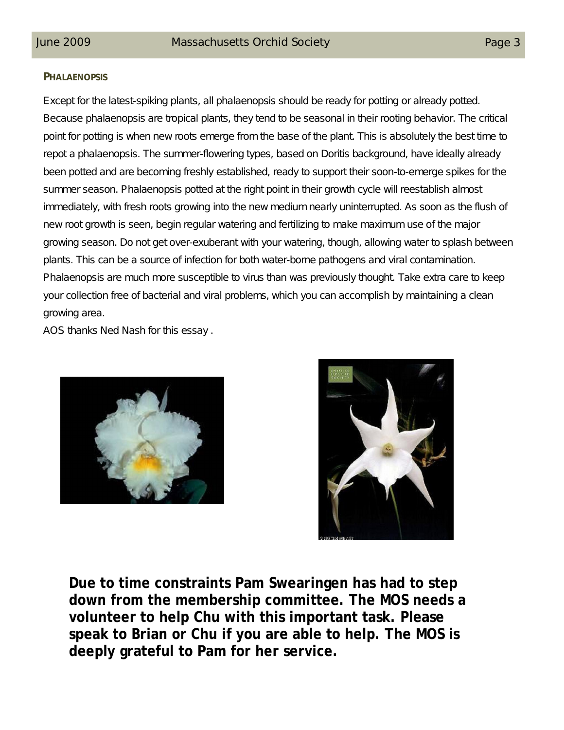**PHALAENOPSIS**

Except for the latest-spiking plants, all phalaenopsis should be ready for potting or already potted. Because phalaenopsis are tropical plants, they tend to be seasonal in their rooting behavior. The critical point for potting is when new roots emerge from the base of the plant. This is absolutely the best time to repot a phalaenopsis. The summer-flowering types, based on Doritis background, have ideally already been potted and are becoming freshly established, ready to support their soon-to-emerge spikes for the summer season. Phalaenopsis potted at the right point in their growth cycle will reestablish almost immediately, with fresh roots growing into the new medium nearly uninterrupted. As soon as the flush of new root growth is seen, begin regular watering and fertilizing to make maximum use of the major growing season. Do not get over-exuberant with your watering, though, allowing water to splash between plants. This can be a source of infection for both water-borne pathogens and viral contamination. Phalaenopsis are much more susceptible to virus than was previously thought. Take extra care to keep your collection free of bacterial and viral problems, which you can accomplish by maintaining a clean growing area.

AOS thanks Ned Nash for this essay .

**Due to time constraints Pam Swearingen has had to step down from the membership committee. The MOS needs a volunteer to help Chu with this important task. Please speak to Brian or Chu if you are able to help. The MOS is deeply grateful to Pam for her service.**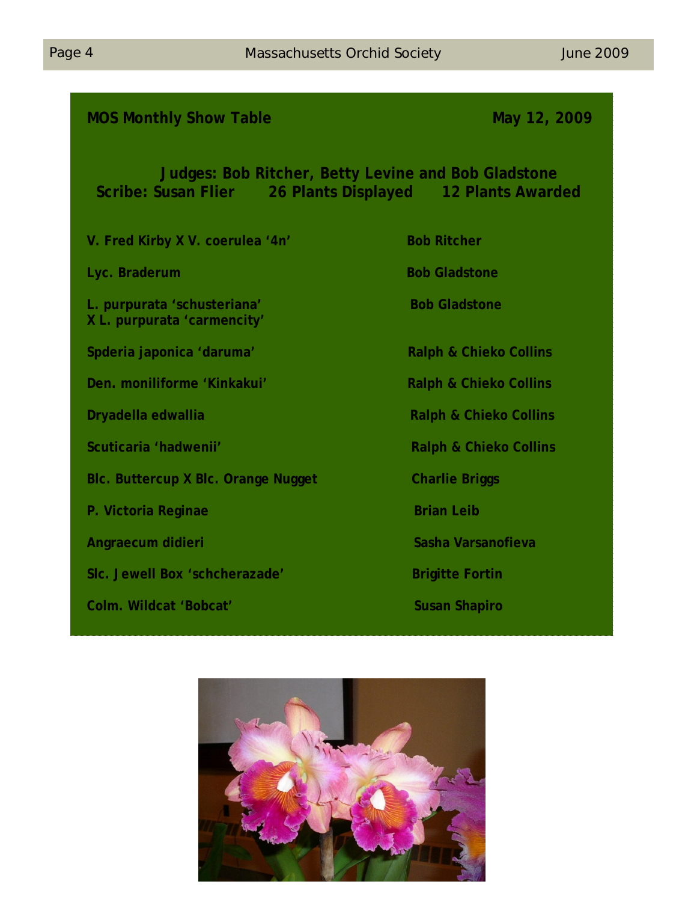## MOS Monthly Show Table

**May 12, 2009**

**Judges: Bob Ritcher, Betty Levine and Bob Gladstone**
**Scribe: Susan Flier    26 Plants Displayed    12 Plants Awarded**

| Plant | Exhibitor |
|---|---|
| V. Fred Kirby X V. coerulea '4n' | Bob Ritcher |
| Lyc. Braderum | Bob Gladstone |
| L. purpurata 'schusteriana' X L. purpurata 'carmencity' | Bob Gladstone |
| Spderia japonica 'daruma' | Ralph & Chieko Collins |
| Den. moniliforme 'Kinkakui' | Ralph & Chieko Collins |
| Dryadella edwallia | Ralph & Chieko Collins |
| Scuticaria 'hadwenii' | Ralph & Chieko Collins |
| Blc. Buttercup X Blc. Orange Nugget | Charlie Briggs |
| P. Victoria Reginae | Brian Leib |
| Angraecum didieri | Sasha Varsanofieva |
| Slc. Jewell Box 'schcherazade' | Brigitte Fortin |
| Colm. Wildcat 'Bobcat' | Susan Shapiro |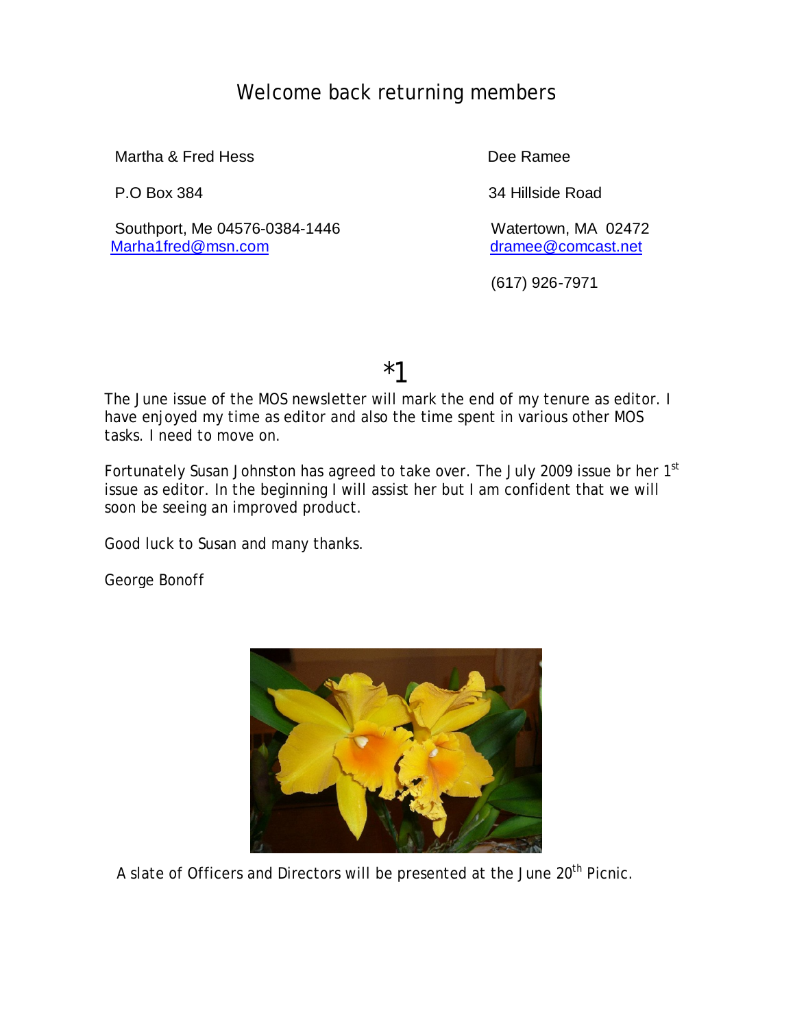# Welcome back returning members

Martha & Fred Hess

P.O Box 384

Southport, Me 04576-0384-1446
Marha1fred@msn.com

Dee Ramee

34 Hillside Road

Watertown, MA  02472
dramee@comcast.net

(617) 926-7971

*1

The June issue of the MOS newsletter will mark the end of my tenure as editor. I have enjoyed my time as editor and also the time spent in various other MOS tasks. I need to move on.

Fortunately Susan Johnston has agreed to take over. The July 2009 issue br her 1st issue as editor. In the beginning I will assist her but I am confident that we will soon be seeing an improved product.

Good luck to Susan and many thanks.

George Bonoff

A slate of Officers and Directors will be presented at the June 20th Picnic.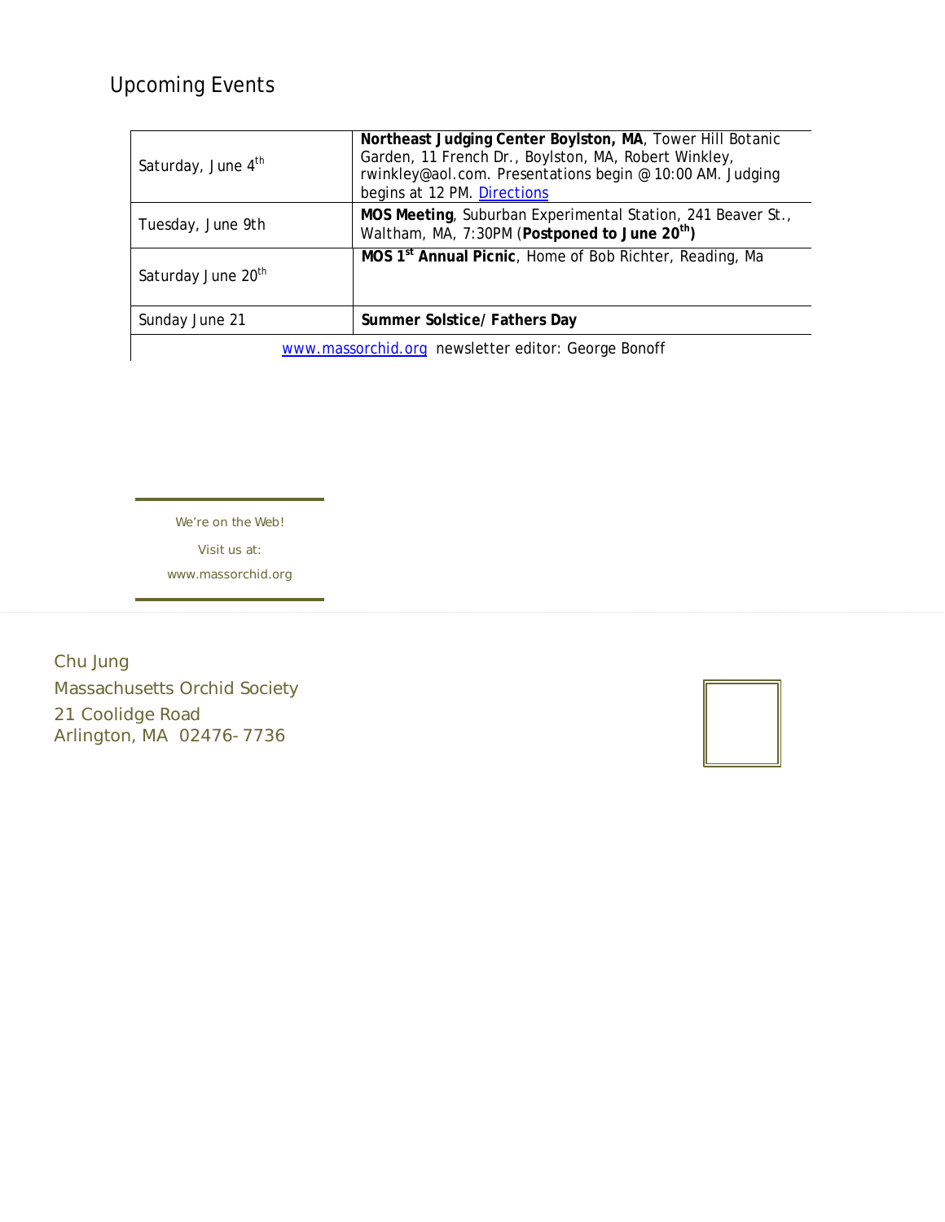## Upcoming Events

| | |
|---|---|
| Saturday, June 4th | **Northeast Judging Center Boylston, MA**, Tower Hill Botanic Garden, 11 French Dr., Boylston, MA, Robert Winkley, rwinkley@aol.com. Presentations begin @ 10:00 AM. Judging begins at 12 PM. Directions |
| Tuesday, June 9th | **MOS Meeting**, Suburban Experimental Station, 241 Beaver St., Waltham, MA, 7:30PM (**Postponed to June 20th)** |
| Saturday June 20th | **MOS 1st Annual Picnic**, Home of Bob Richter, Reading, Ma |
| Sunday June 21 | **Summer Solstice/ Fathers Day** |
| www.massorchid.org newsletter editor: George Bonoff | |

We're on the Web!

Visit us at:

www.massorchid.org

Chu Jung
Massachusetts Orchid Society
21 Coolidge Road
Arlington, MA 02476-7736